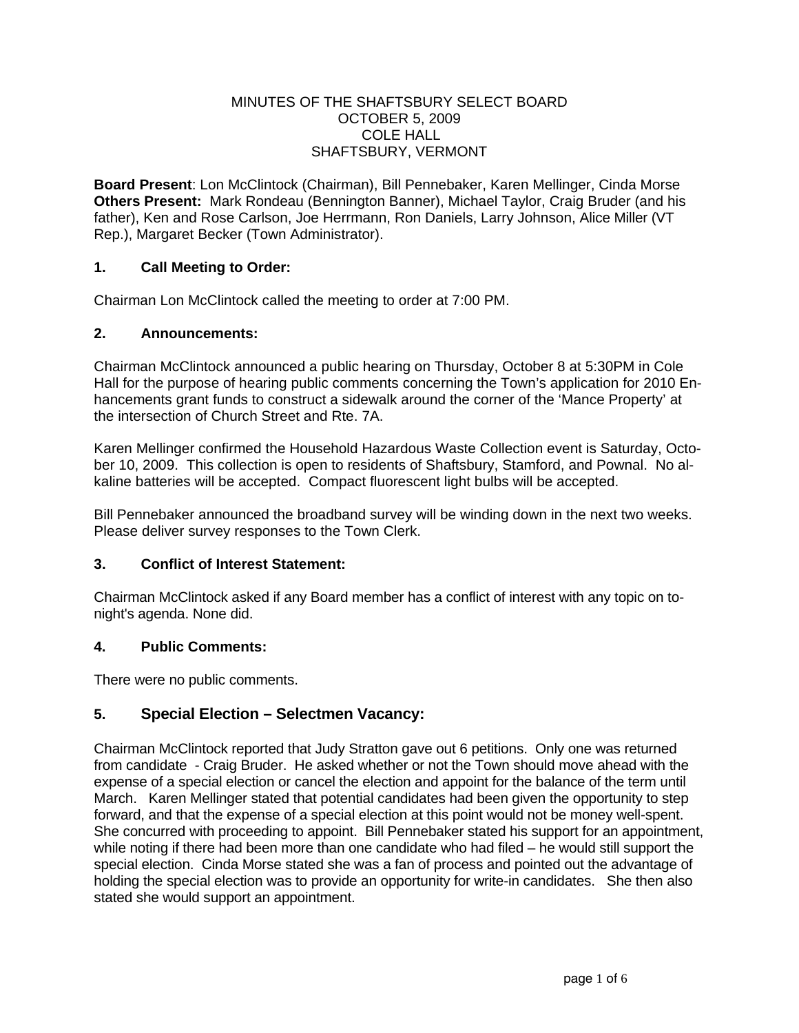MINUTES OF THE SHAFTSBURY SELECT BOARD
OCTOBER 5, 2009
COLE HALL
SHAFTSBURY, VERMONT

**Board Present**: Lon McClintock (Chairman), Bill Pennebaker, Karen Mellinger, Cinda Morse
**Others Present:** Mark Rondeau (Bennington Banner), Michael Taylor, Craig Bruder (and his father), Ken and Rose Carlson, Joe Herrmann, Ron Daniels, Larry Johnson, Alice Miller (VT Rep.), Margaret Becker (Town Administrator).

## 1. Call Meeting to Order:

Chairman Lon McClintock called the meeting to order at 7:00 PM.

## 2. Announcements:

Chairman McClintock announced a public hearing on Thursday, October 8 at 5:30PM in Cole Hall for the purpose of hearing public comments concerning the Town's application for 2010 Enhancements grant funds to construct a sidewalk around the corner of the 'Mance Property' at the intersection of Church Street and Rte. 7A.

Karen Mellinger confirmed the Household Hazardous Waste Collection event is Saturday, October 10, 2009. This collection is open to residents of Shaftsbury, Stamford, and Pownal. No alkaline batteries will be accepted. Compact fluorescent light bulbs will be accepted.

Bill Pennebaker announced the broadband survey will be winding down in the next two weeks. Please deliver survey responses to the Town Clerk.

## 3. Conflict of Interest Statement:

Chairman McClintock asked if any Board member has a conflict of interest with any topic on tonight's agenda. None did.

## 4. Public Comments:

There were no public comments.

## 5. Special Election – Selectmen Vacancy:

Chairman McClintock reported that Judy Stratton gave out 6 petitions. Only one was returned from candidate - Craig Bruder. He asked whether or not the Town should move ahead with the expense of a special election or cancel the election and appoint for the balance of the term until March. Karen Mellinger stated that potential candidates had been given the opportunity to step forward, and that the expense of a special election at this point would not be money well-spent. She concurred with proceeding to appoint. Bill Pennebaker stated his support for an appointment, while noting if there had been more than one candidate who had filed – he would still support the special election. Cinda Morse stated she was a fan of process and pointed out the advantage of holding the special election was to provide an opportunity for write-in candidates. She then also stated she would support an appointment.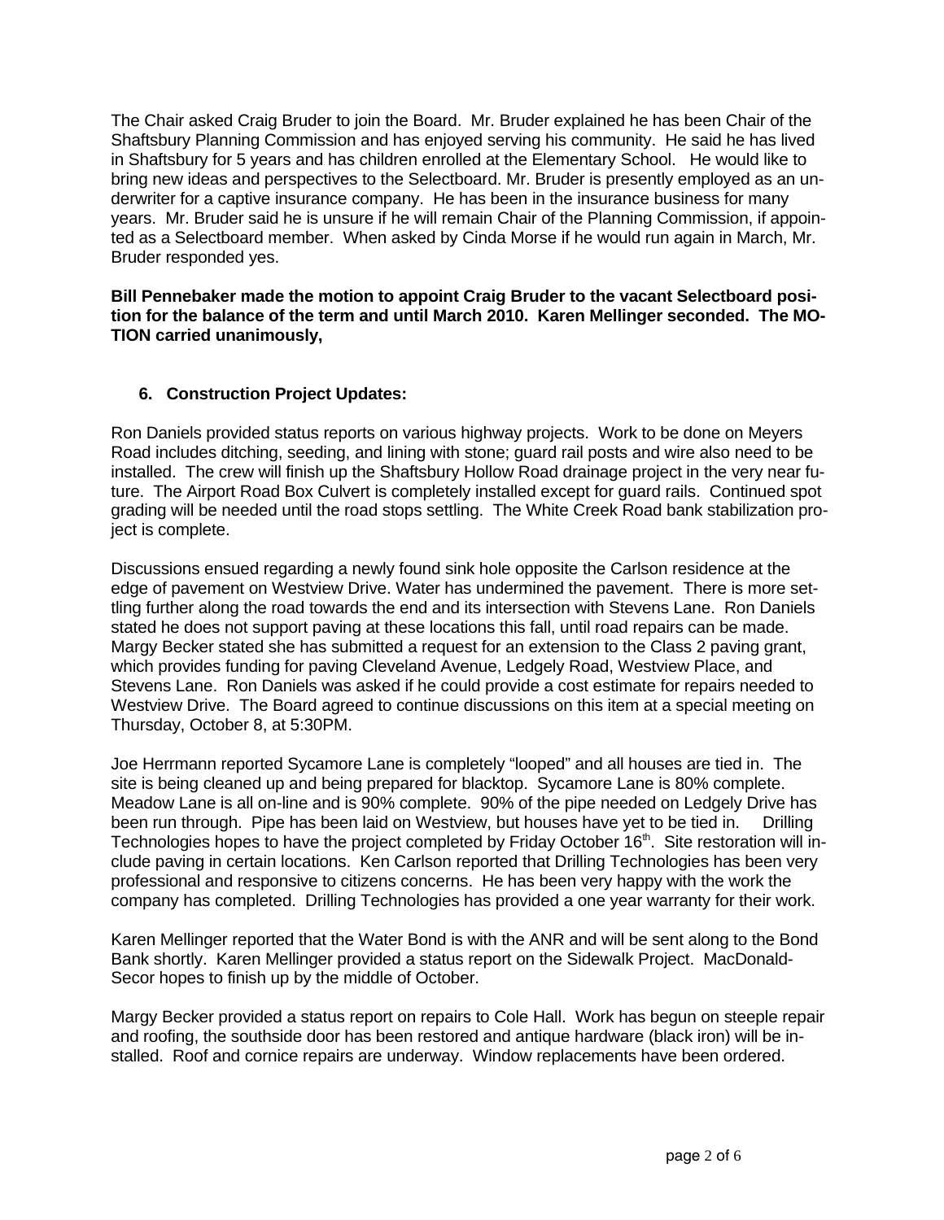The Chair asked Craig Bruder to join the Board. Mr. Bruder explained he has been Chair of the Shaftsbury Planning Commission and has enjoyed serving his community. He said he has lived in Shaftsbury for 5 years and has children enrolled at the Elementary School. He would like to bring new ideas and perspectives to the Selectboard. Mr. Bruder is presently employed as an underwriter for a captive insurance company. He has been in the insurance business for many years. Mr. Bruder said he is unsure if he will remain Chair of the Planning Commission, if appointed as a Selectboard member. When asked by Cinda Morse if he would run again in March, Mr. Bruder responded yes.

**Bill Pennebaker made the motion to appoint Craig Bruder to the vacant Selectboard position for the balance of the term and until March 2010. Karen Mellinger seconded. The MOTION carried unanimously,**

6. **Construction Project Updates:**

Ron Daniels provided status reports on various highway projects. Work to be done on Meyers Road includes ditching, seeding, and lining with stone; guard rail posts and wire also need to be installed. The crew will finish up the Shaftsbury Hollow Road drainage project in the very near future. The Airport Road Box Culvert is completely installed except for guard rails. Continued spot grading will be needed until the road stops settling. The White Creek Road bank stabilization project is complete.

Discussions ensued regarding a newly found sink hole opposite the Carlson residence at the edge of pavement on Westview Drive. Water has undermined the pavement. There is more settling further along the road towards the end and its intersection with Stevens Lane. Ron Daniels stated he does not support paving at these locations this fall, until road repairs can be made. Margy Becker stated she has submitted a request for an extension to the Class 2 paving grant, which provides funding for paving Cleveland Avenue, Ledgely Road, Westview Place, and Stevens Lane. Ron Daniels was asked if he could provide a cost estimate for repairs needed to Westview Drive. The Board agreed to continue discussions on this item at a special meeting on Thursday, October 8, at 5:30PM.

Joe Herrmann reported Sycamore Lane is completely "looped" and all houses are tied in. The site is being cleaned up and being prepared for blacktop. Sycamore Lane is 80% complete. Meadow Lane is all on-line and is 90% complete. 90% of the pipe needed on Ledgely Drive has been run through. Pipe has been laid on Westview, but houses have yet to be tied in. Drilling Technologies hopes to have the project completed by Friday October 16th. Site restoration will include paving in certain locations. Ken Carlson reported that Drilling Technologies has been very professional and responsive to citizens concerns. He has been very happy with the work the company has completed. Drilling Technologies has provided a one year warranty for their work.

Karen Mellinger reported that the Water Bond is with the ANR and will be sent along to the Bond Bank shortly. Karen Mellinger provided a status report on the Sidewalk Project. MacDonald-Secor hopes to finish up by the middle of October.

Margy Becker provided a status report on repairs to Cole Hall. Work has begun on steeple repair and roofing, the southside door has been restored and antique hardware (black iron) will be installed. Roof and cornice repairs are underway. Window replacements have been ordered.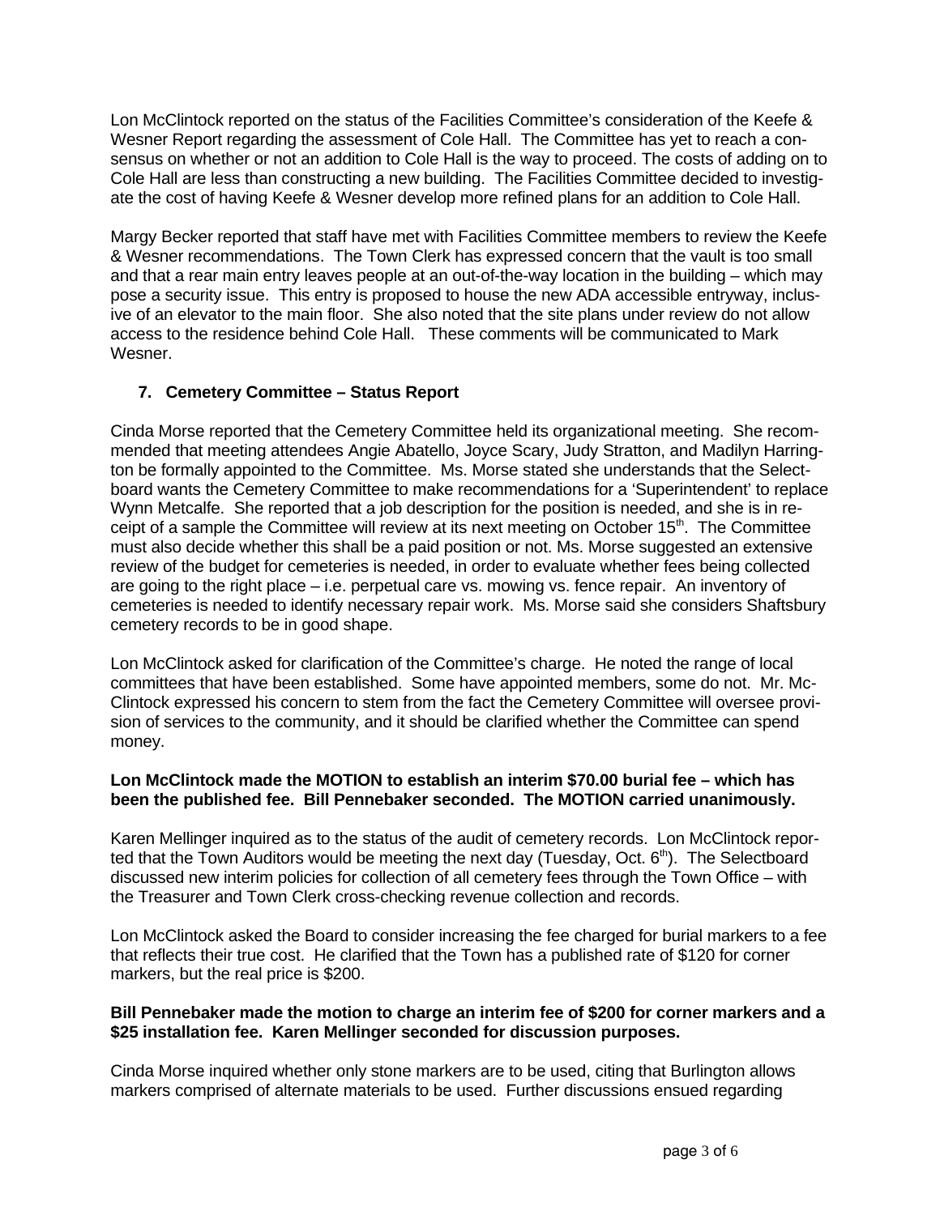Lon McClintock reported on the status of the Facilities Committee's consideration of the Keefe & Wesner Report regarding the assessment of Cole Hall. The Committee has yet to reach a consensus on whether or not an addition to Cole Hall is the way to proceed. The costs of adding on to Cole Hall are less than constructing a new building. The Facilities Committee decided to investigate the cost of having Keefe & Wesner develop more refined plans for an addition to Cole Hall.

Margy Becker reported that staff have met with Facilities Committee members to review the Keefe & Wesner recommendations. The Town Clerk has expressed concern that the vault is too small and that a rear main entry leaves people at an out-of-the-way location in the building – which may pose a security issue. This entry is proposed to house the new ADA accessible entryway, inclusive of an elevator to the main floor. She also noted that the site plans under review do not allow access to the residence behind Cole Hall. These comments will be communicated to Mark Wesner.

### 7. Cemetery Committee – Status Report

Cinda Morse reported that the Cemetery Committee held its organizational meeting. She recommended that meeting attendees Angie Abatello, Joyce Scary, Judy Stratton, and Madilyn Harrington be formally appointed to the Committee. Ms. Morse stated she understands that the Selectboard wants the Cemetery Committee to make recommendations for a 'Superintendent' to replace Wynn Metcalfe. She reported that a job description for the position is needed, and she is in receipt of a sample the Committee will review at its next meeting on October 15th. The Committee must also decide whether this shall be a paid position or not. Ms. Morse suggested an extensive review of the budget for cemeteries is needed, in order to evaluate whether fees being collected are going to the right place – i.e. perpetual care vs. mowing vs. fence repair. An inventory of cemeteries is needed to identify necessary repair work. Ms. Morse said she considers Shaftsbury cemetery records to be in good shape.

Lon McClintock asked for clarification of the Committee's charge. He noted the range of local committees that have been established. Some have appointed members, some do not. Mr. McClintock expressed his concern to stem from the fact the Cemetery Committee will oversee provision of services to the community, and it should be clarified whether the Committee can spend money.

**Lon McClintock made the MOTION to establish an interim $70.00 burial fee – which has been the published fee. Bill Pennebaker seconded. The MOTION carried unanimously.**

Karen Mellinger inquired as to the status of the audit of cemetery records. Lon McClintock reported that the Town Auditors would be meeting the next day (Tuesday, Oct. 6th). The Selectboard discussed new interim policies for collection of all cemetery fees through the Town Office – with the Treasurer and Town Clerk cross-checking revenue collection and records.

Lon McClintock asked the Board to consider increasing the fee charged for burial markers to a fee that reflects their true cost. He clarified that the Town has a published rate of $120 for corner markers, but the real price is $200.

**Bill Pennebaker made the motion to charge an interim fee of $200 for corner markers and a $25 installation fee. Karen Mellinger seconded for discussion purposes.**

Cinda Morse inquired whether only stone markers are to be used, citing that Burlington allows markers comprised of alternate materials to be used. Further discussions ensued regarding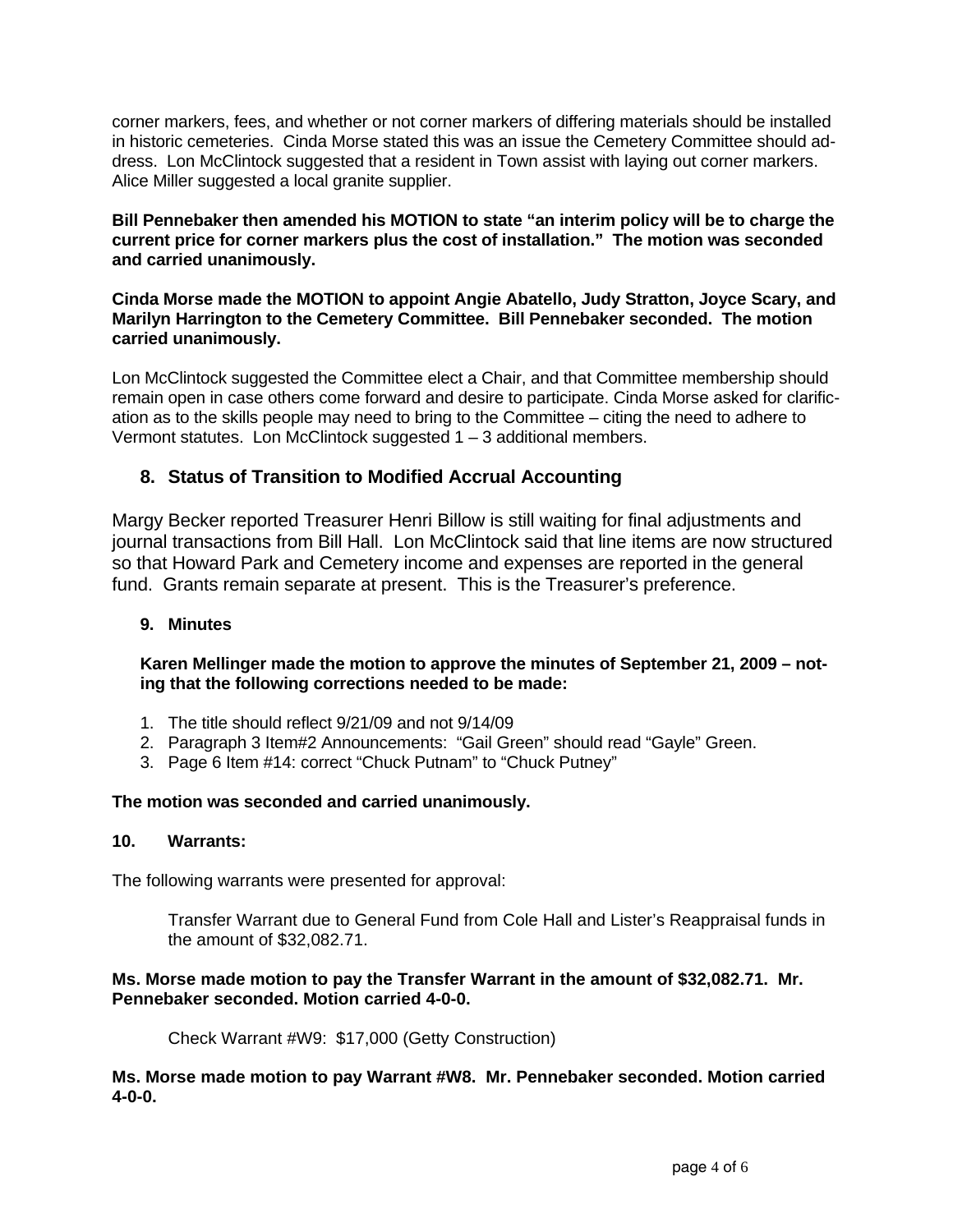corner markers, fees, and whether or not corner markers of differing materials should be installed in historic cemeteries. Cinda Morse stated this was an issue the Cemetery Committee should address. Lon McClintock suggested that a resident in Town assist with laying out corner markers. Alice Miller suggested a local granite supplier.

**Bill Pennebaker then amended his MOTION to state "an interim policy will be to charge the current price for corner markers plus the cost of installation." The motion was seconded and carried unanimously.**

**Cinda Morse made the MOTION to appoint Angie Abatello, Judy Stratton, Joyce Scary, and Marilyn Harrington to the Cemetery Committee. Bill Pennebaker seconded. The motion carried unanimously.**

Lon McClintock suggested the Committee elect a Chair, and that Committee membership should remain open in case others come forward and desire to participate. Cinda Morse asked for clarification as to the skills people may need to bring to the Committee – citing the need to adhere to Vermont statutes. Lon McClintock suggested 1 – 3 additional members.

## 8. Status of Transition to Modified Accrual Accounting

Margy Becker reported Treasurer Henri Billow is still waiting for final adjustments and journal transactions from Bill Hall. Lon McClintock said that line items are now structured so that Howard Park and Cemetery income and expenses are reported in the general fund. Grants remain separate at present. This is the Treasurer's preference.

### 9. Minutes

**Karen Mellinger made the motion to approve the minutes of September 21, 2009 – noting that the following corrections needed to be made:**

1. The title should reflect 9/21/09 and not 9/14/09
2. Paragraph 3 Item#2 Announcements: "Gail Green" should read "Gayle" Green.
3. Page 6 Item #14: correct "Chuck Putnam" to "Chuck Putney"

**The motion was seconded and carried unanimously.**

### 10. Warrants:

The following warrants were presented for approval:

Transfer Warrant due to General Fund from Cole Hall and Lister's Reappraisal funds in the amount of $32,082.71.

**Ms. Morse made motion to pay the Transfer Warrant in the amount of $32,082.71. Mr. Pennebaker seconded. Motion carried 4-0-0.**

Check Warrant #W9: $17,000 (Getty Construction)

**Ms. Morse made motion to pay Warrant #W8. Mr. Pennebaker seconded. Motion carried 4-0-0.**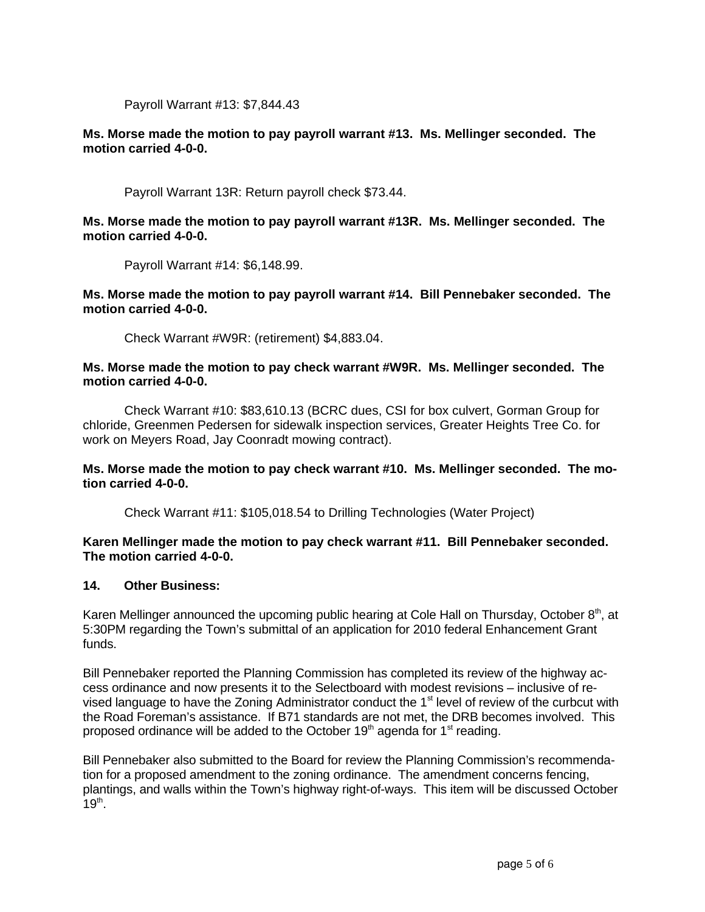Payroll Warrant #13: $7,844.43

**Ms. Morse made the motion to pay payroll warrant #13. Ms. Mellinger seconded. The motion carried 4-0-0.**

Payroll Warrant 13R: Return payroll check $73.44.

**Ms. Morse made the motion to pay payroll warrant #13R. Ms. Mellinger seconded. The motion carried 4-0-0.**

Payroll Warrant #14: $6,148.99.

**Ms. Morse made the motion to pay payroll warrant #14. Bill Pennebaker seconded. The motion carried 4-0-0.**

Check Warrant #W9R: (retirement) $4,883.04.

**Ms. Morse made the motion to pay check warrant #W9R. Ms. Mellinger seconded. The motion carried 4-0-0.**

Check Warrant #10: $83,610.13 (BCRC dues, CSI for box culvert, Gorman Group for chloride, Greenmen Pedersen for sidewalk inspection services, Greater Heights Tree Co. for work on Meyers Road, Jay Coonradt mowing contract).

**Ms. Morse made the motion to pay check warrant #10. Ms. Mellinger seconded. The motion carried 4-0-0.**

Check Warrant #11: $105,018.54 to Drilling Technologies (Water Project)

**Karen Mellinger made the motion to pay check warrant #11. Bill Pennebaker seconded. The motion carried 4-0-0.**

## 14. Other Business:

Karen Mellinger announced the upcoming public hearing at Cole Hall on Thursday, October 8th, at 5:30PM regarding the Town's submittal of an application for 2010 federal Enhancement Grant funds.

Bill Pennebaker reported the Planning Commission has completed its review of the highway access ordinance and now presents it to the Selectboard with modest revisions – inclusive of revised language to have the Zoning Administrator conduct the 1st level of review of the curbcut with the Road Foreman's assistance. If B71 standards are not met, the DRB becomes involved. This proposed ordinance will be added to the October 19th agenda for 1st reading.

Bill Pennebaker also submitted to the Board for review the Planning Commission's recommendation for a proposed amendment to the zoning ordinance. The amendment concerns fencing, plantings, and walls within the Town's highway right-of-ways. This item will be discussed October 19th.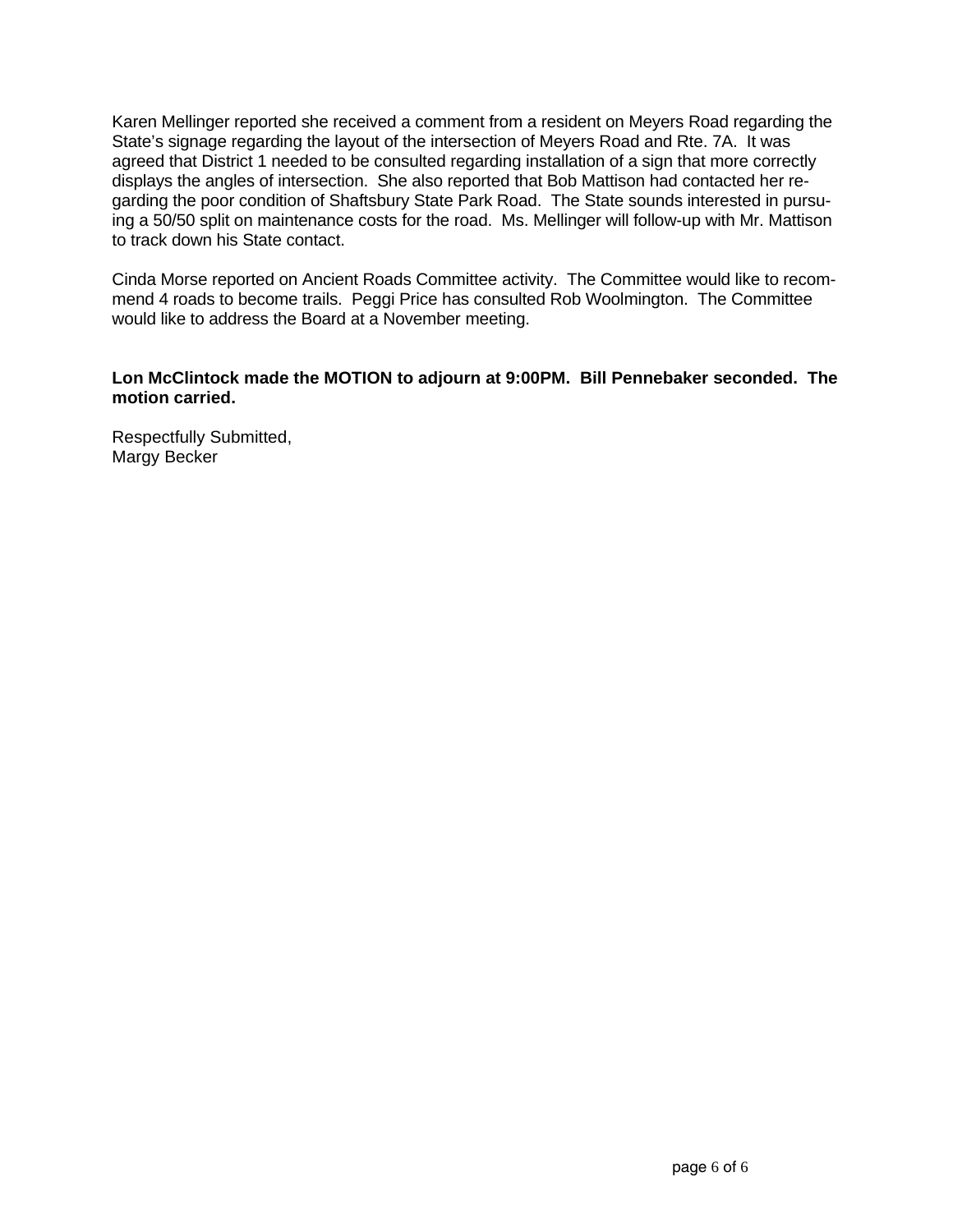Karen Mellinger reported she received a comment from a resident on Meyers Road regarding the State's signage regarding the layout of the intersection of Meyers Road and Rte. 7A. It was agreed that District 1 needed to be consulted regarding installation of a sign that more correctly displays the angles of intersection. She also reported that Bob Mattison had contacted her regarding the poor condition of Shaftsbury State Park Road. The State sounds interested in pursuing a 50/50 split on maintenance costs for the road. Ms. Mellinger will follow-up with Mr. Mattison to track down his State contact.

Cinda Morse reported on Ancient Roads Committee activity. The Committee would like to recommend 4 roads to become trails. Peggi Price has consulted Rob Woolmington. The Committee would like to address the Board at a November meeting.

**Lon McClintock made the MOTION to adjourn at 9:00PM. Bill Pennebaker seconded. The motion carried.**

Respectfully Submitted,
Margy Becker